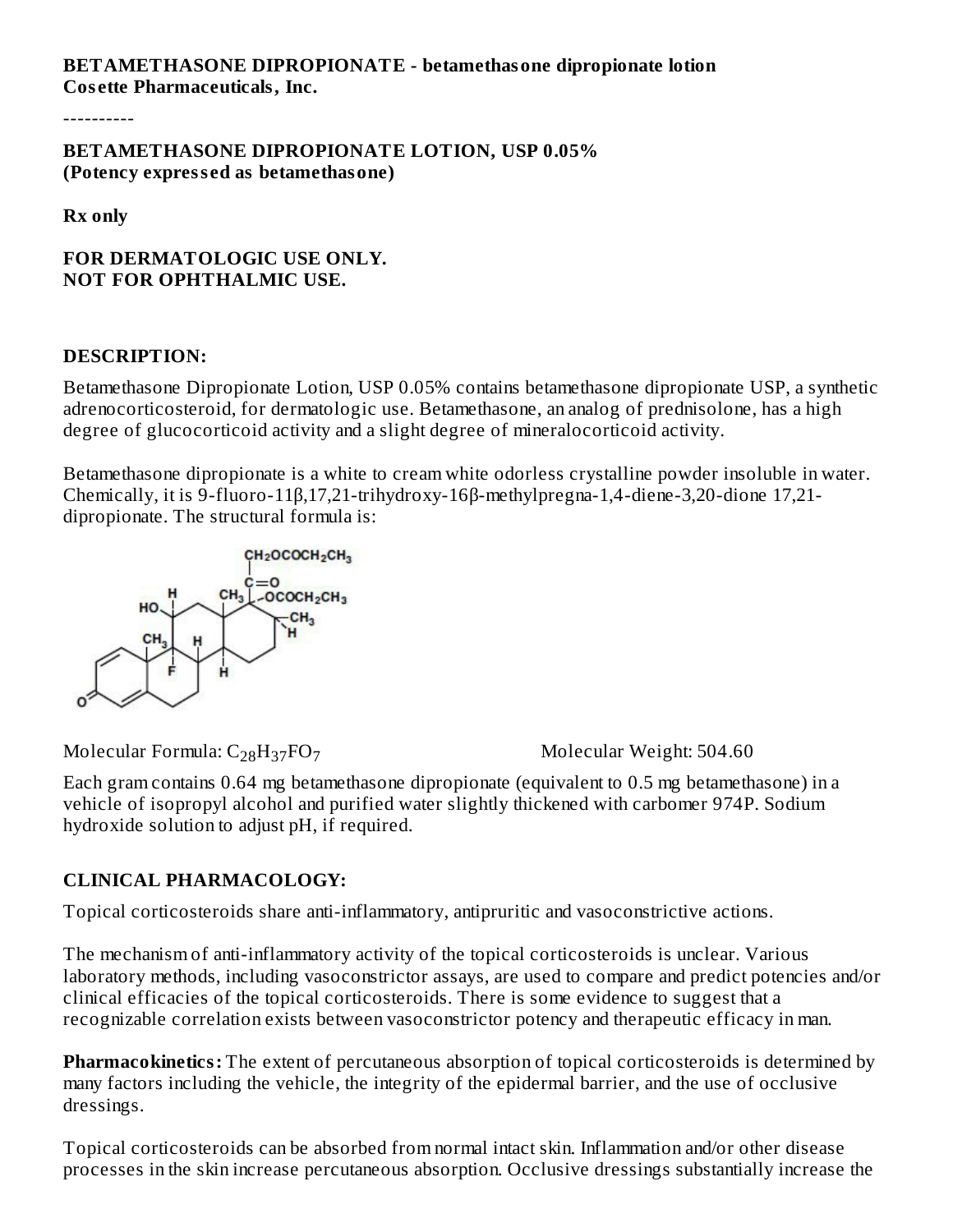**BETAMETHASONE DIPROPIONATE - betamethasone dipropionate lotion**
**Cosette Pharmaceuticals, Inc.**

----------

**BETAMETHASONE DIPROPIONATE LOTION, USP 0.05%**
**(Potency expressed as betamethasone)**

**Rx only**

**FOR DERMATOLOGIC USE ONLY.**
**NOT FOR OPHTHALMIC USE.**

## DESCRIPTION:

Betamethasone Dipropionate Lotion, USP 0.05% contains betamethasone dipropionate USP, a synthetic adrenocorticosteroid, for dermatologic use. Betamethasone, an analog of prednisolone, has a high degree of glucocorticoid activity and a slight degree of mineralocorticoid activity.

Betamethasone dipropionate is a white to cream white odorless crystalline powder insoluble in water. Chemically, it is 9-fluoro-11β,17,21-trihydroxy-16β-methylpregna-1,4-diene-3,20-dione 17,21-dipropionate. The structural formula is:

Molecular Formula: $C_{28}H_{37}FO_7$ Molecular Weight: 504.60

Each gram contains 0.64 mg betamethasone dipropionate (equivalent to 0.5 mg betamethasone) in a vehicle of isopropyl alcohol and purified water slightly thickened with carbomer 974P. Sodium hydroxide solution to adjust pH, if required.

## CLINICAL PHARMACOLOGY:

Topical corticosteroids share anti-inflammatory, antipruritic and vasoconstrictive actions.

The mechanism of anti-inflammatory activity of the topical corticosteroids is unclear. Various laboratory methods, including vasoconstrictor assays, are used to compare and predict potencies and/or clinical efficacies of the topical corticosteroids. There is some evidence to suggest that a recognizable correlation exists between vasoconstrictor potency and therapeutic efficacy in man.

**Pharmacokinetics:** The extent of percutaneous absorption of topical corticosteroids is determined by many factors including the vehicle, the integrity of the epidermal barrier, and the use of occlusive dressings.

Topical corticosteroids can be absorbed from normal intact skin. Inflammation and/or other disease processes in the skin increase percutaneous absorption. Occlusive dressings substantially increase the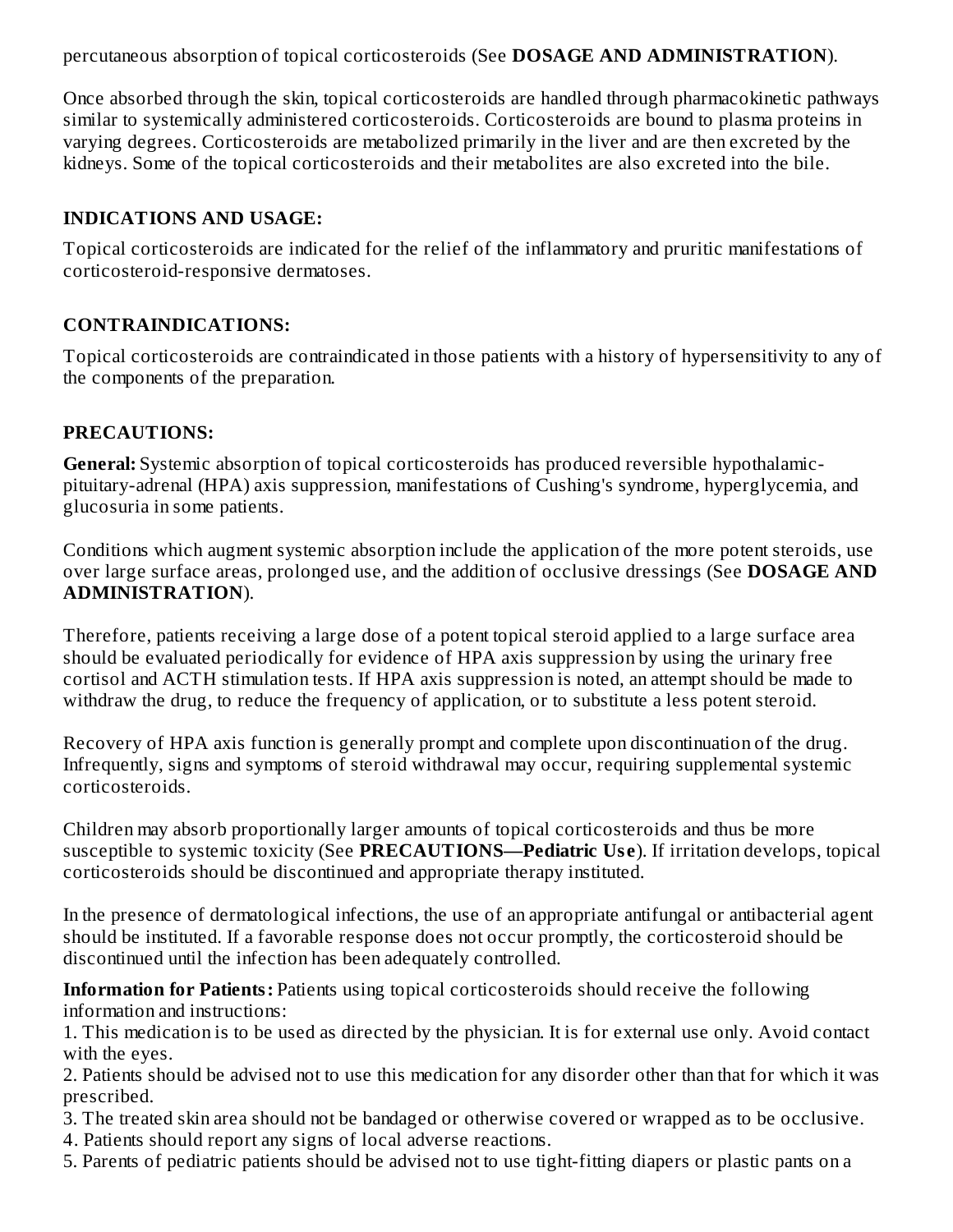percutaneous absorption of topical corticosteroids (See **DOSAGE AND ADMINISTRATION**).

Once absorbed through the skin, topical corticosteroids are handled through pharmacokinetic pathways similar to systemically administered corticosteroids. Corticosteroids are bound to plasma proteins in varying degrees. Corticosteroids are metabolized primarily in the liver and are then excreted by the kidneys. Some of the topical corticosteroids and their metabolites are also excreted into the bile.

## INDICATIONS AND USAGE:

Topical corticosteroids are indicated for the relief of the inflammatory and pruritic manifestations of corticosteroid-responsive dermatoses.

## CONTRAINDICATIONS:

Topical corticosteroids are contraindicated in those patients with a history of hypersensitivity to any of the components of the preparation.

## PRECAUTIONS:

**General:** Systemic absorption of topical corticosteroids has produced reversible hypothalamic-pituitary-adrenal (HPA) axis suppression, manifestations of Cushing's syndrome, hyperglycemia, and glucosuria in some patients.

Conditions which augment systemic absorption include the application of the more potent steroids, use over large surface areas, prolonged use, and the addition of occlusive dressings (See **DOSAGE AND ADMINISTRATION**).

Therefore, patients receiving a large dose of a potent topical steroid applied to a large surface area should be evaluated periodically for evidence of HPA axis suppression by using the urinary free cortisol and ACTH stimulation tests. If HPA axis suppression is noted, an attempt should be made to withdraw the drug, to reduce the frequency of application, or to substitute a less potent steroid.

Recovery of HPA axis function is generally prompt and complete upon discontinuation of the drug. Infrequently, signs and symptoms of steroid withdrawal may occur, requiring supplemental systemic corticosteroids.

Children may absorb proportionally larger amounts of topical corticosteroids and thus be more susceptible to systemic toxicity (See **PRECAUTIONS—Pediatric Use**). If irritation develops, topical corticosteroids should be discontinued and appropriate therapy instituted.

In the presence of dermatological infections, the use of an appropriate antifungal or antibacterial agent should be instituted. If a favorable response does not occur promptly, the corticosteroid should be discontinued until the infection has been adequately controlled.

**Information for Patients:** Patients using topical corticosteroids should receive the following information and instructions:

1. This medication is to be used as directed by the physician. It is for external use only. Avoid contact with the eyes.
2. Patients should be advised not to use this medication for any disorder other than that for which it was prescribed.
3. The treated skin area should not be bandaged or otherwise covered or wrapped as to be occlusive.
4. Patients should report any signs of local adverse reactions.
5. Parents of pediatric patients should be advised not to use tight-fitting diapers or plastic pants on a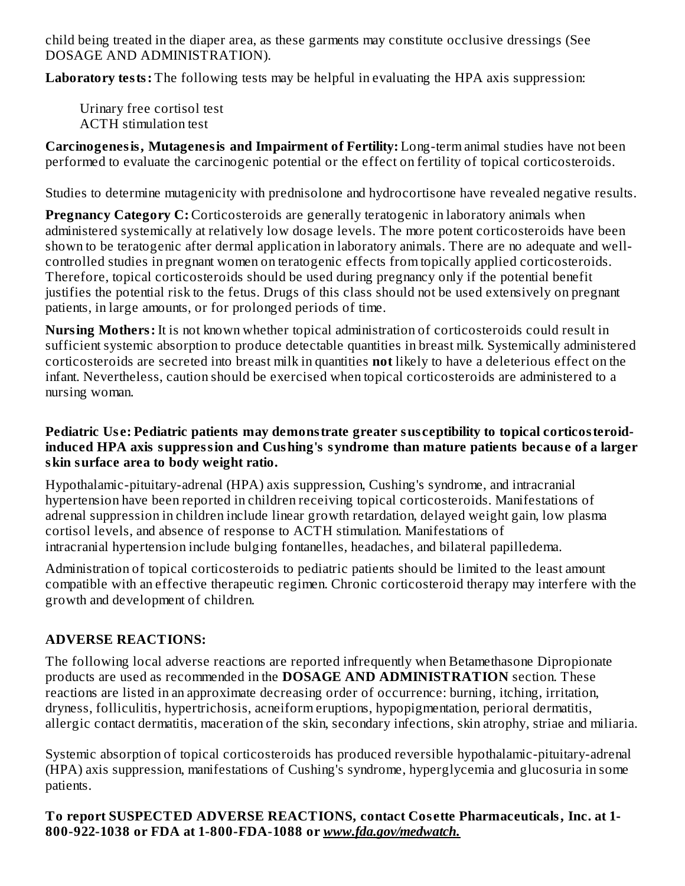child being treated in the diaper area, as these garments may constitute occlusive dressings (See DOSAGE AND ADMINISTRATION).

**Laboratory tests:** The following tests may be helpful in evaluating the HPA axis suppression:

Urinary free cortisol test
ACTH stimulation test

**Carcinogenesis, Mutagenesis and Impairment of Fertility:** Long-term animal studies have not been performed to evaluate the carcinogenic potential or the effect on fertility of topical corticosteroids.

Studies to determine mutagenicity with prednisolone and hydrocortisone have revealed negative results.

**Pregnancy Category C:** Corticosteroids are generally teratogenic in laboratory animals when administered systemically at relatively low dosage levels. The more potent corticosteroids have been shown to be teratogenic after dermal application in laboratory animals. There are no adequate and well-controlled studies in pregnant women on teratogenic effects from topically applied corticosteroids. Therefore, topical corticosteroids should be used during pregnancy only if the potential benefit justifies the potential risk to the fetus. Drugs of this class should not be used extensively on pregnant patients, in large amounts, or for prolonged periods of time.

**Nursing Mothers:** It is not known whether topical administration of corticosteroids could result in sufficient systemic absorption to produce detectable quantities in breast milk. Systemically administered corticosteroids are secreted into breast milk in quantities **not** likely to have a deleterious effect on the infant. Nevertheless, caution should be exercised when topical corticosteroids are administered to a nursing woman.

**Pediatric Use: Pediatric patients may demonstrate greater susceptibility to topical corticosteroid-induced HPA axis suppression and Cushing's syndrome than mature patients because of a larger skin surface area to body weight ratio.**

Hypothalamic-pituitary-adrenal (HPA) axis suppression, Cushing's syndrome, and intracranial hypertension have been reported in children receiving topical corticosteroids. Manifestations of adrenal suppression in children include linear growth retardation, delayed weight gain, low plasma cortisol levels, and absence of response to ACTH stimulation. Manifestations of intracranial hypertension include bulging fontanelles, headaches, and bilateral papilledema.

Administration of topical corticosteroids to pediatric patients should be limited to the least amount compatible with an effective therapeutic regimen. Chronic corticosteroid therapy may interfere with the growth and development of children.

## ADVERSE REACTIONS:

The following local adverse reactions are reported infrequently when Betamethasone Dipropionate products are used as recommended in the **DOSAGE AND ADMINISTRATION** section. These reactions are listed in an approximate decreasing order of occurrence: burning, itching, irritation, dryness, folliculitis, hypertrichosis, acneiform eruptions, hypopigmentation, perioral dermatitis, allergic contact dermatitis, maceration of the skin, secondary infections, skin atrophy, striae and miliaria.

Systemic absorption of topical corticosteroids has produced reversible hypothalamic-pituitary-adrenal (HPA) axis suppression, manifestations of Cushing's syndrome, hyperglycemia and glucosuria in some patients.

**To report SUSPECTED ADVERSE REACTIONS, contact Cosette Pharmaceuticals, Inc. at 1-800-922-1038 or FDA at 1-800-FDA-1088 or *www.fda.gov/medwatch.***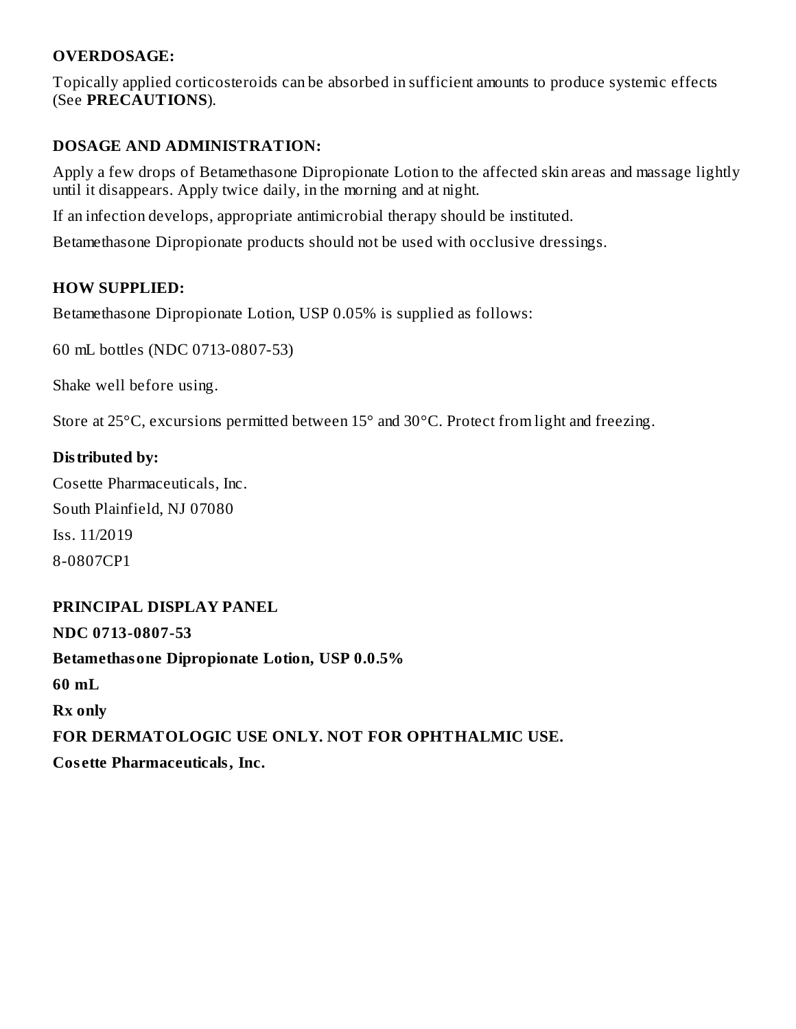## OVERDOSAGE:

Topically applied corticosteroids can be absorbed in sufficient amounts to produce systemic effects (See **PRECAUTIONS**).

## DOSAGE AND ADMINISTRATION:

Apply a few drops of Betamethasone Dipropionate Lotion to the affected skin areas and massage lightly until it disappears. Apply twice daily, in the morning and at night.

If an infection develops, appropriate antimicrobial therapy should be instituted.

Betamethasone Dipropionate products should not be used with occlusive dressings.

## HOW SUPPLIED:

Betamethasone Dipropionate Lotion, USP 0.05% is supplied as follows:

60 mL bottles (NDC 0713-0807-53)

Shake well before using.

Store at 25°C, excursions permitted between 15° and 30°C. Protect from light and freezing.

**Distributed by:**

Cosette Pharmaceuticals, Inc.

South Plainfield, NJ 07080

Iss. 11/2019

8-0807CP1

## PRINCIPAL DISPLAY PANEL

**NDC 0713-0807-53**

**Betamethasone Dipropionate Lotion, USP 0.0.5%**

**60 mL**

**Rx only**

**FOR DERMATOLOGIC USE ONLY. NOT FOR OPHTHALMIC USE.**

**Cosette Pharmaceuticals, Inc.**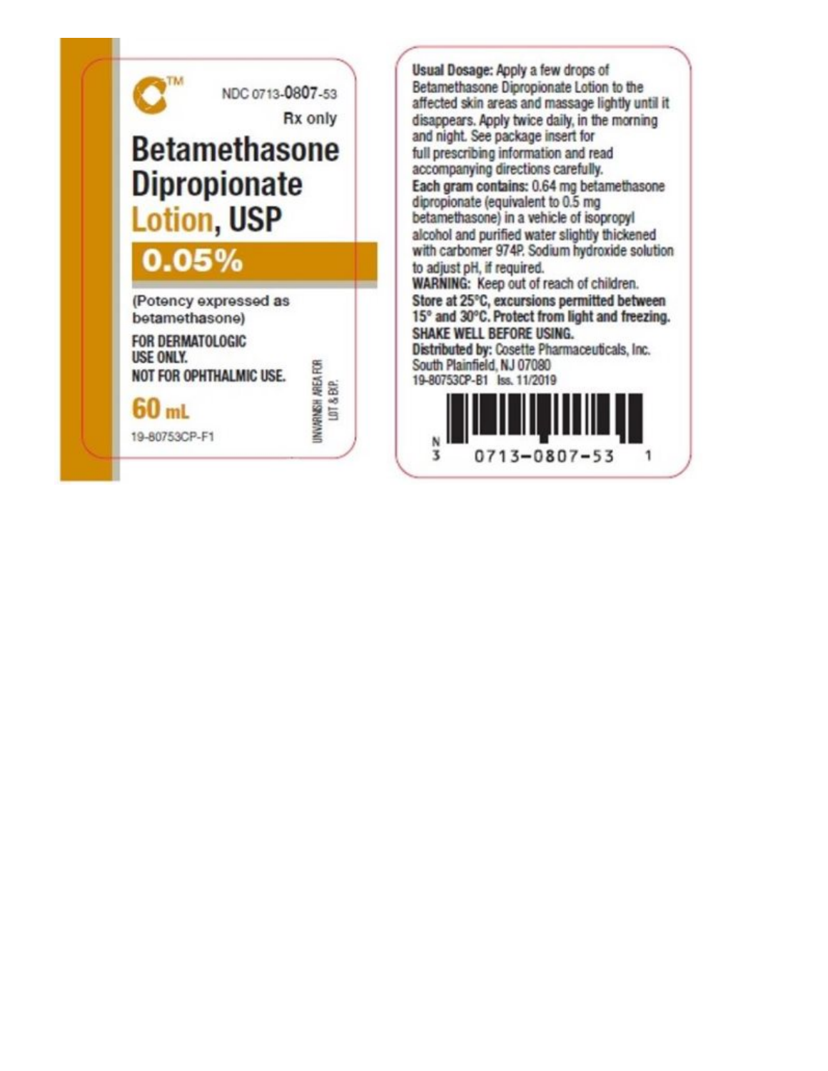NDC 0713-0807-53

Rx only

# Betamethasone Dipropionate Lotion, USP

## 0.05%

(Potency expressed as betamethasone)

**FOR DERMATOLOGIC USE ONLY.**

**NOT FOR OPHTHALMIC USE.**

**60 mL**

19-80753CP-F1

UNVARNISH AREA FOR LOT & EXP.

**Usual Dosage:** Apply a few drops of Betamethasone Dipropionate Lotion to the affected skin areas and massage lightly until it disappears. Apply twice daily, in the morning and night. See package insert for full prescribing information and read accompanying directions carefully.

**Each gram contains:** 0.64 mg betamethasone dipropionate (equivalent to 0.5 mg betamethasone) in a vehicle of isopropyl alcohol and purified water slightly thickened with carbomer 974P. Sodium hydroxide solution to adjust pH, if required.

**WARNING:** Keep out of reach of children.

**Store at 25°C, excursions permitted between 15° and 30°C. Protect from light and freezing.**

**SHAKE WELL BEFORE USING.**

**Distributed by:** Cosette Pharmaceuticals, Inc.
South Plainfield, NJ 07080

19-80753CP-B1 Iss. 11/2019

N 3 0713-0807-53 1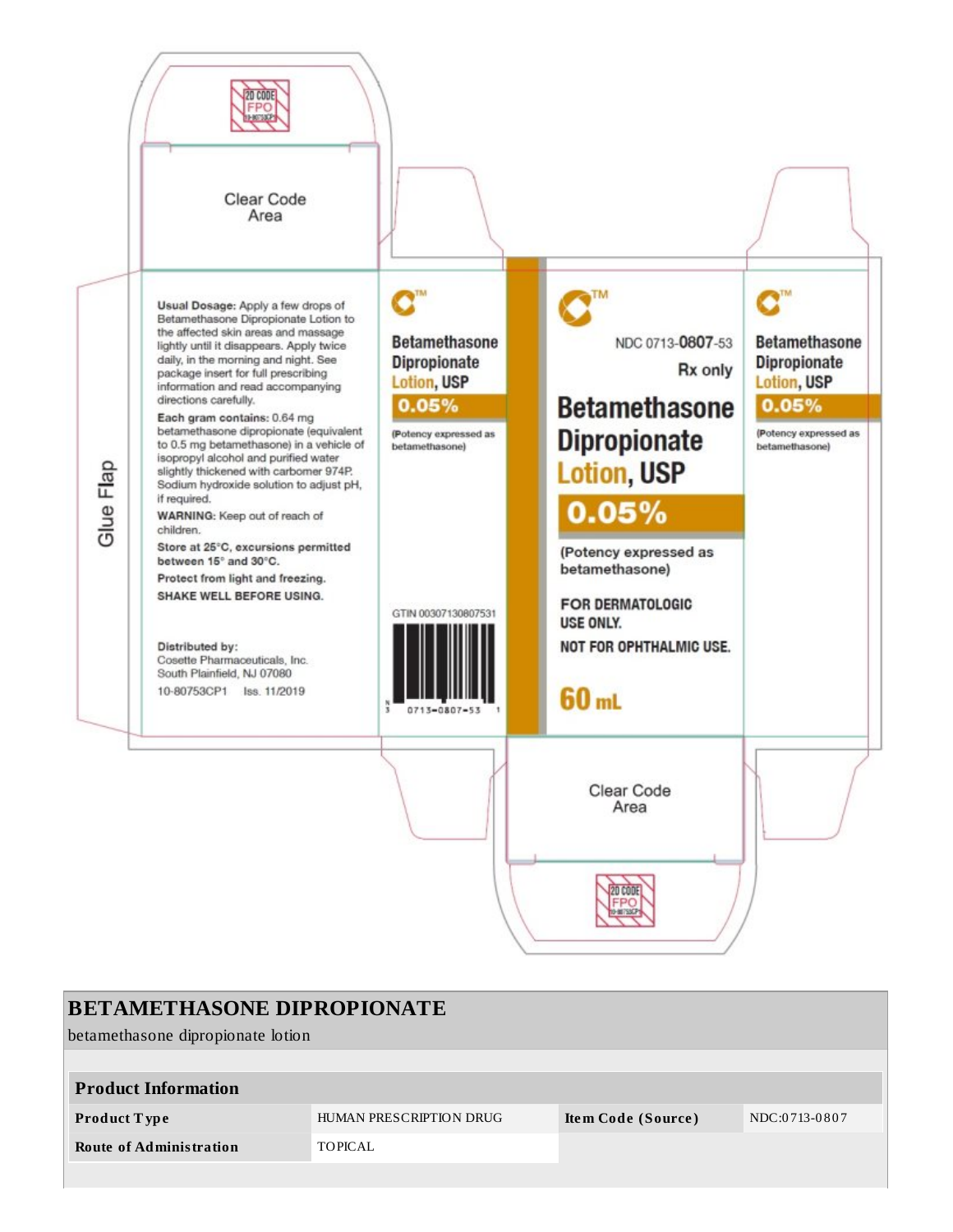2D CODE FPO 10-80753CP1

Clear Code Area

Glue Flap

**Usual Dosage:** Apply a few drops of Betamethasone Dipropionate Lotion to the affected skin areas and massage lightly until it disappears. Apply twice daily, in the morning and night. See package insert for full prescribing information and read accompanying directions carefully.

**Each gram contains:** 0.64 mg betamethasone dipropionate (equivalent to 0.5 mg betamethasone) in a vehicle of isopropyl alcohol and purified water slightly thickened with carbomer 974P. Sodium hydroxide solution to adjust pH, if required.

**WARNING:** Keep out of reach of children.

**Store at 25°C, excursions permitted between 15° and 30°C.**

**Protect from light and freezing.**

**SHAKE WELL BEFORE USING.**

Distributed by:
Cosette Pharmaceuticals, Inc.
South Plainfield, NJ 07080

10-80753CP1 Iss. 11/2019

**Betamethasone Dipropionate Lotion, USP**

**0.05%**

(Potency expressed as betamethasone)

GTIN 00307130807531

3 0713-0807-53 1

NDC 0713-**0807**-53

Rx only

# Betamethasone Dipropionate Lotion, USP

**0.05%**

(Potency expressed as betamethasone)

**FOR DERMATOLOGIC USE ONLY.**

**NOT FOR OPHTHALMIC USE.**

**60 mL**

**Betamethasone Dipropionate Lotion, USP**

**0.05%**

(Potency expressed as betamethasone)

Clear Code Area

2D CODE FPO 10-80753CP1

## BETAMETHASONE DIPROPIONATE

betamethasone dipropionate lotion

| Product Information | | | |
|---|---|---|---|
| **Product Type** | HUMAN PRESCRIPTION DRUG | **Item Code (Source)** | NDC:0713-0807 |
| **Route of Administration** | TOPICAL | | |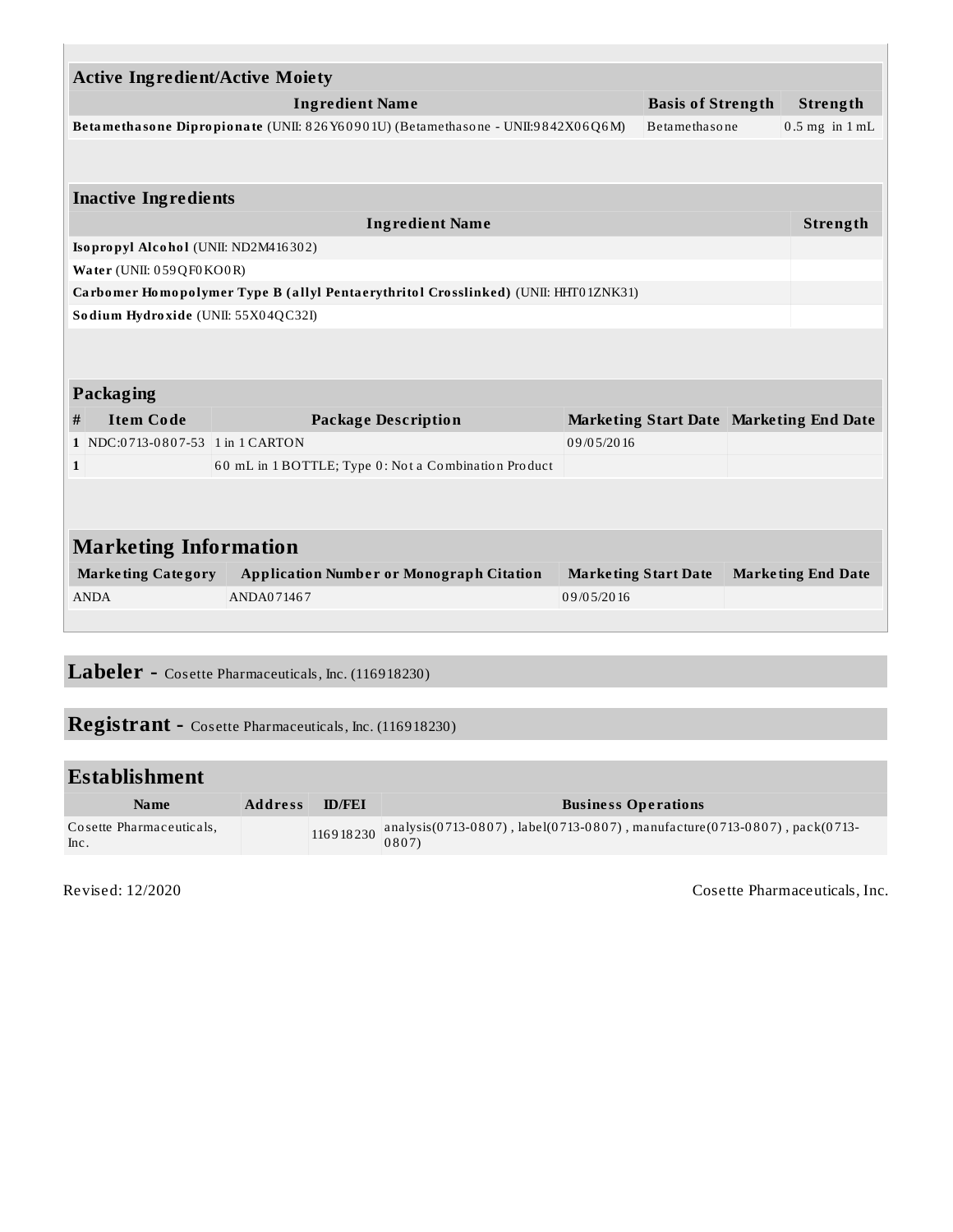| Active Ingredient/Active Moiety | | |
|---|---|---|
| **Ingredient Name** | **Basis of Strength** | **Strength** |
| **Betamethasone Dipropionate** (UNII: 826Y60901U) (Betamethasone - UNII:9842X06Q6M) | Betamethasone | 0.5 mg in 1 mL |

| Inactive Ingredients | |
|---|---|
| **Ingredient Name** | **Strength** |
| **Isopropyl Alcohol** (UNII: ND2M416302) | |
| **Water** (UNII: 059QF0KO0R) | |
| **Carbomer Homopolymer Type B (allyl Pentaerythritol Crosslinked)** (UNII: HHT01ZNK31) | |
| **Sodium Hydroxide** (UNII: 55X04QC32I) | |

| Packaging | | | | |
|---|---|---|---|---|
| **#** | **Item Code** | **Package Description** | **Marketing Start Date** | **Marketing End Date** |
| 1 | NDC:0713-0807-53 | 1 in 1 CARTON | 09/05/2016 | |
| 1 | | 60 mL in 1 BOTTLE; Type 0: Not a Combination Product | | |

| Marketing Information | | | |
|---|---|---|---|
| **Marketing Category** | **Application Number or Monograph Citation** | **Marketing Start Date** | **Marketing End Date** |
| ANDA | ANDA071467 | 09/05/2016 | |

## Labeler - Cosette Pharmaceuticals, Inc. (116918230)

## Registrant - Cosette Pharmaceuticals, Inc. (116918230)

| Establishment | | | |
|---|---|---|---|
| **Name** | **Address** | **ID/FEI** | **Business Operations** |
| Cosette Pharmaceuticals, Inc. | | 116918230 | analysis(0713-0807) , label(0713-0807) , manufacture(0713-0807) , pack(0713-0807) |

Revised: 12/2020

Cosette Pharmaceuticals, Inc.